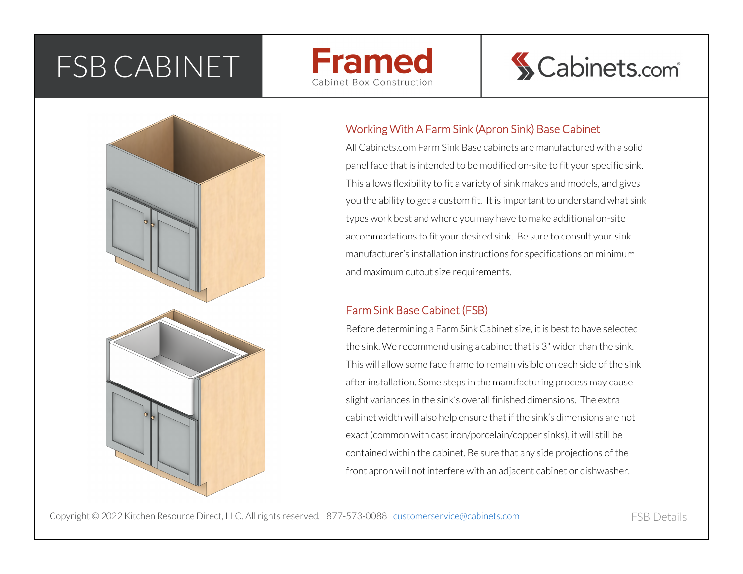# FSB CABINET

**Framed**
Cabinet Box Construction

Cabinets.com

## Working With A Farm Sink (Apron Sink) Base Cabinet

All Cabinets.com Farm Sink Base cabinets are manufactured with a solid panel face that is intended to be modified on-site to fit your specific sink. This allows flexibility to fit a variety of sink makes and models, and gives you the ability to get a custom fit. It is important to understand what sink types work best and where you may have to make additional on-site accommodations to fit your desired sink. Be sure to consult your sink manufacturer's installation instructions for specifications on minimum and maximum cutout size requirements.

## Farm Sink Base Cabinet (FSB)

Before determining a Farm Sink Cabinet size, it is best to have selected the sink. We recommend using a cabinet that is 3" wider than the sink. This will allow some face frame to remain visible on each side of the sink after installation. Some steps in the manufacturing process may cause slight variances in the sink's overall finished dimensions. The extra cabinet width will also help ensure that if the sink's dimensions are not exact (common with cast iron/porcelain/copper sinks), it will still be contained within the cabinet. Be sure that any side projections of the front apron will not interfere with an adjacent cabinet or dishwasher.

Copyright © 2022 Kitchen Resource Direct, LLC. All rights reserved. | 877-573-0088 | customerservice@cabinets.com

FSB Details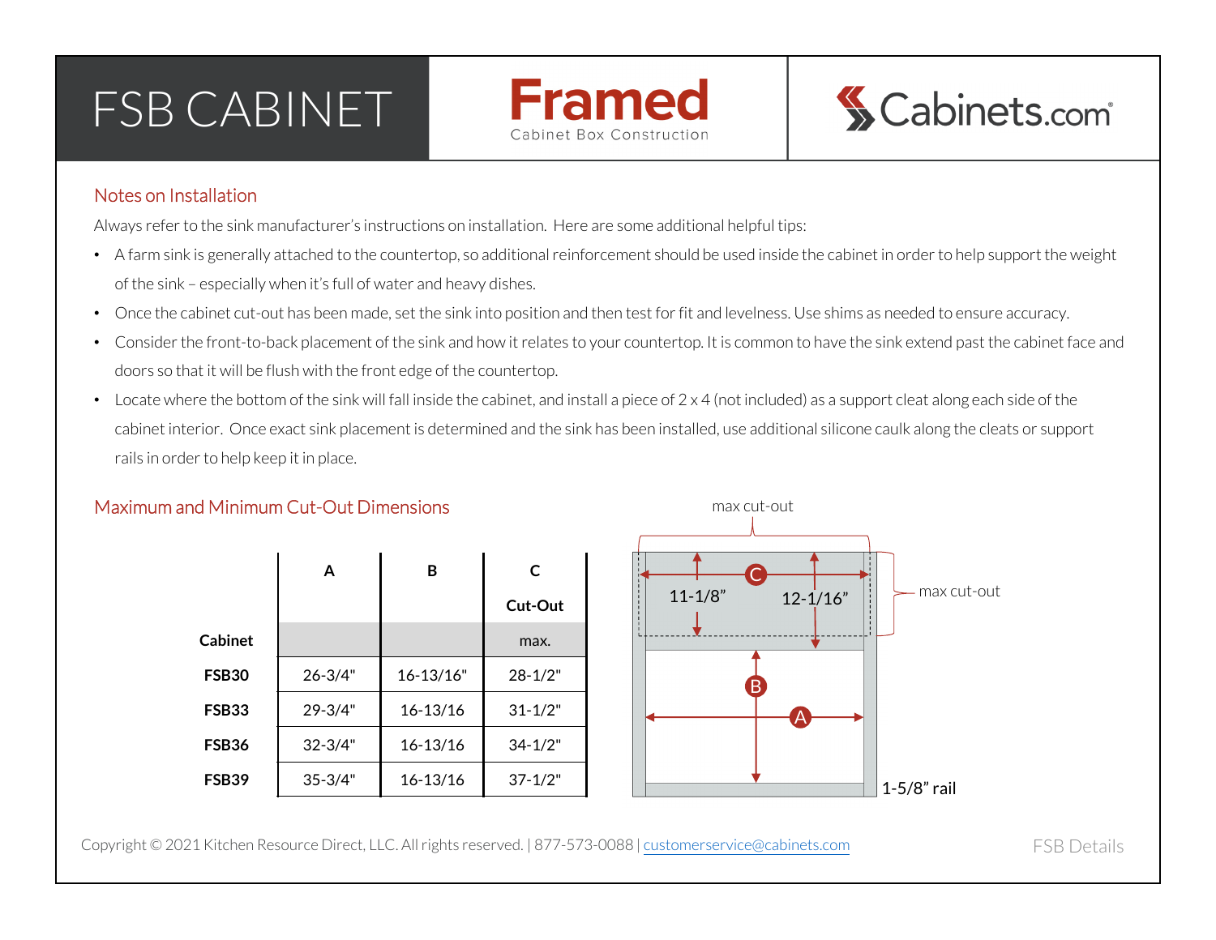# FSB CABINET

**Framed** Cabinet Box Construction

Cabinets.com

## Notes on Installation

Always refer to the sink manufacturer's instructions on installation. Here are some additional helpful tips:

- A farm sink is generally attached to the countertop, so additional reinforcement should be used inside the cabinet in order to help support the weight of the sink – especially when it's full of water and heavy dishes.
- Once the cabinet cut-out has been made, set the sink into position and then test for fit and levelness. Use shims as needed to ensure accuracy.
- Consider the front-to-back placement of the sink and how it relates to your countertop. It is common to have the sink extend past the cabinet face and doors so that it will be flush with the front edge of the countertop.
- Locate where the bottom of the sink will fall inside the cabinet, and install a piece of 2 x 4 (not included) as a support cleat along each side of the cabinet interior. Once exact sink placement is determined and the sink has been installed, use additional silicone caulk along the cleats or support rails in order to help keep it in place.

## Maximum and Minimum Cut-Out Dimensions

| Cabinet | A | B | C Cut-Out max. |
|---|---|---|---|
| FSB30 | 26-3/4" | 16-13/16" | 28-1/2" |
| FSB33 | 29-3/4" | 16-13/16 | 31-1/2" |
| FSB36 | 32-3/4" | 16-13/16 | 34-1/2" |
| FSB39 | 35-3/4" | 16-13/16 | 37-1/2" |

max cut-out

max cut-out

C

11-1/8"

12-1/16"

B

A

1-5/8" rail

Copyright © 2021 Kitchen Resource Direct, LLC. All rights reserved. | 877-573-0088 | customerservice@cabinets.com

FSB Details